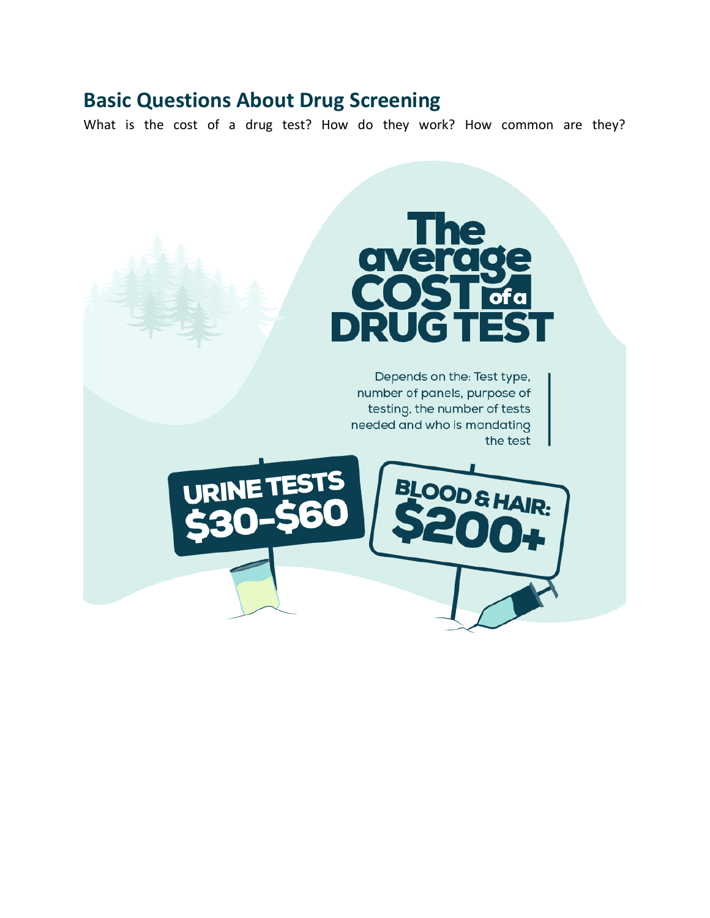## Basic Questions About Drug Screening

What is the cost of a drug test? How do they work? How common are they?

# The average COST of a DRUG TEST

Depends on the: Test type, number of panels, purpose of testing, the number of tests needed and who is mandating the test

**URINE TESTS $30-$60**

**BLOOD & HAIR: $200+**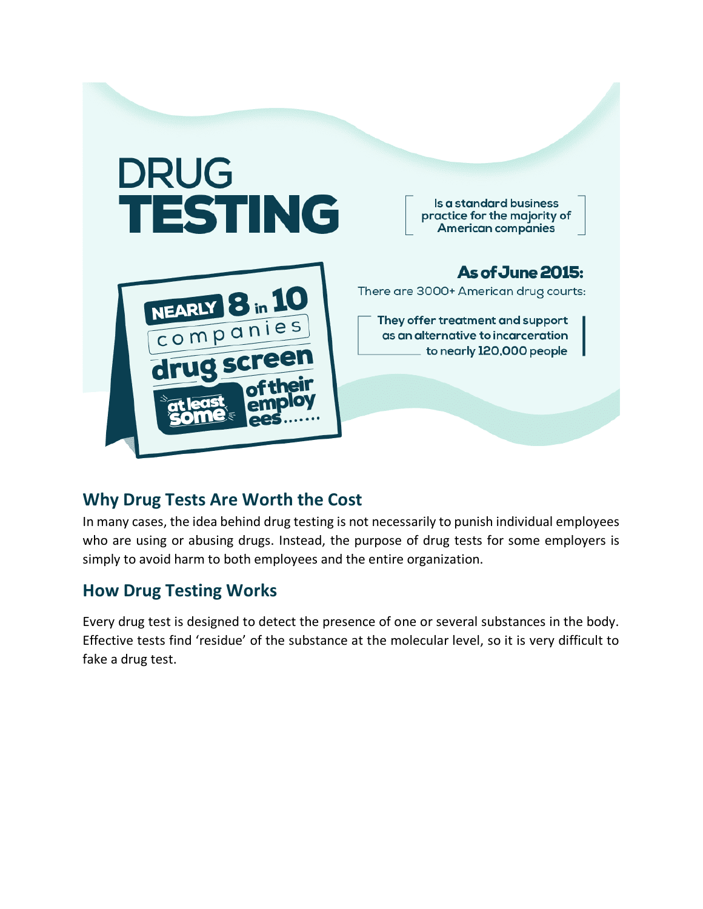# DRUG TESTING

Is a standard business practice for the majority of American companies

NEARLY 8 in 10 companies drug screen at least some of their employees.......

**As of June 2015:**

There are 3000+ American drug courts:

They offer treatment and support as an alternative to incarceration to nearly 120,000 people

## Why Drug Tests Are Worth the Cost

In many cases, the idea behind drug testing is not necessarily to punish individual employees who are using or abusing drugs. Instead, the purpose of drug tests for some employers is simply to avoid harm to both employees and the entire organization.

## How Drug Testing Works

Every drug test is designed to detect the presence of one or several substances in the body. Effective tests find 'residue' of the substance at the molecular level, so it is very difficult to fake a drug test.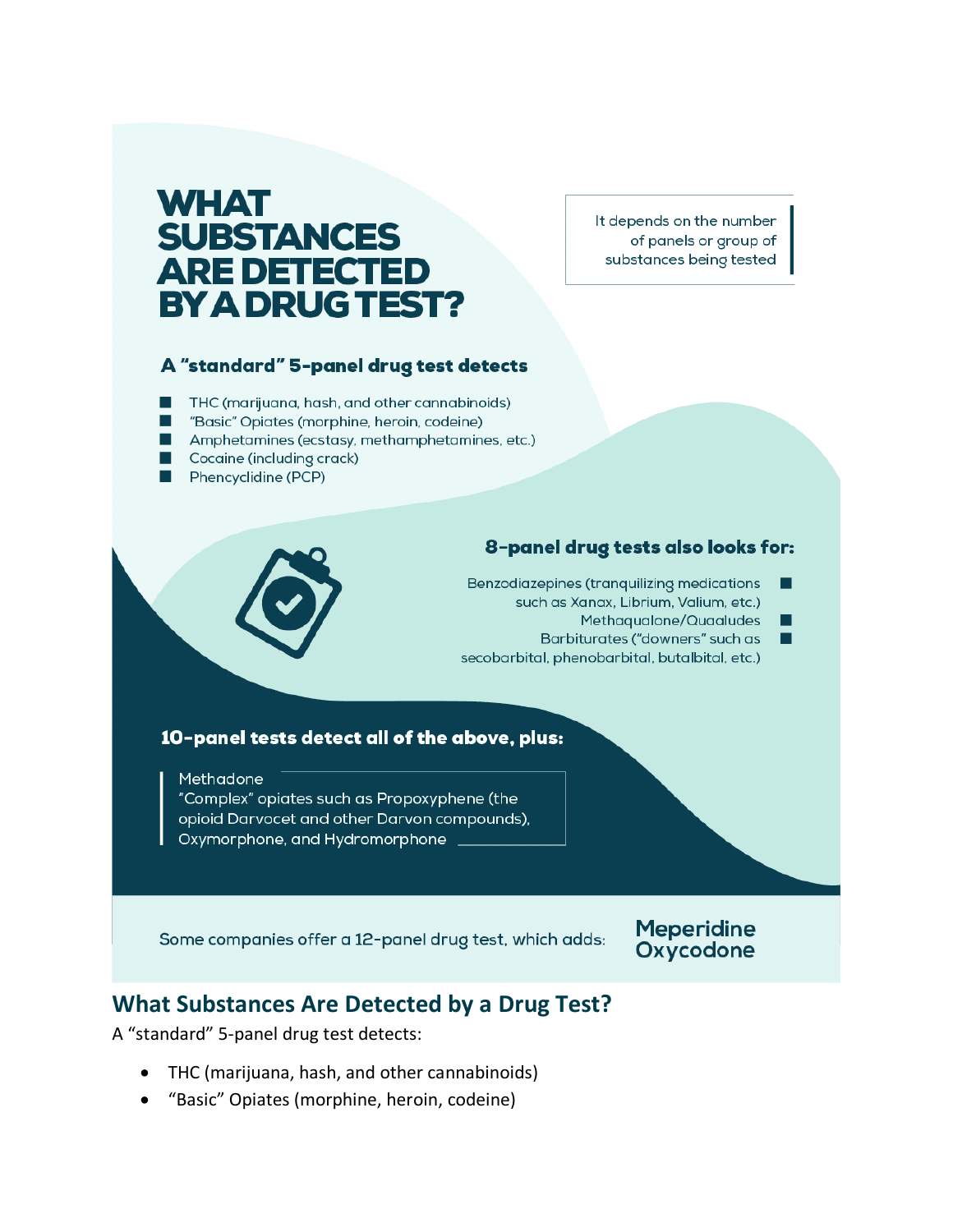# WHAT SUBSTANCES ARE DETECTED BY A DRUG TEST?

It depends on the number of panels or group of substances being tested

### A "standard" 5-panel drug test detects

- THC (marijuana, hash, and other cannabinoids)
- "Basic" Opiates (morphine, heroin, codeine)
- Amphetamines (ecstasy, methamphetamines, etc.)
- Cocaine (including crack)
- Phencyclidine (PCP)

### 8-panel drug tests also looks for:

- Benzodiazepines (tranquilizing medications such as Xanax, Librium, Valium, etc.)
- Methaqualone/Quaaludes
- Barbiturates ("downers" such as secobarbital, phenobarbital, butalbital, etc.)

### 10-panel tests detect all of the above, plus:

Methadone
"Complex" opiates such as Propoxyphene (the opioid Darvocet and other Darvon compounds), Oxymorphone, and Hydromorphone

Some companies offer a 12-panel drug test, which adds: **Meperidine Oxycodone**

## What Substances Are Detected by a Drug Test?

A "standard" 5-panel drug test detects:

- THC (marijuana, hash, and other cannabinoids)
- "Basic" Opiates (morphine, heroin, codeine)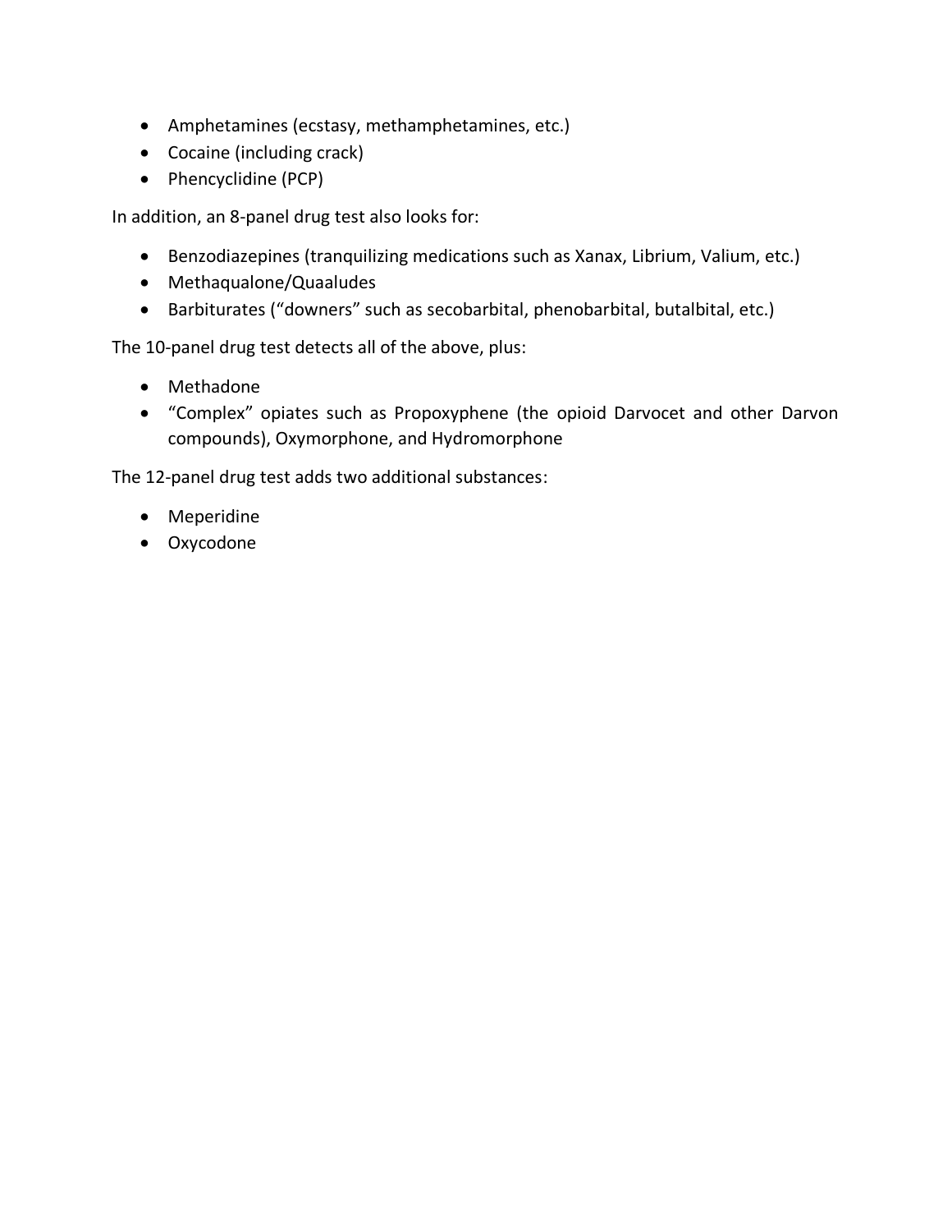- Amphetamines (ecstasy, methamphetamines, etc.)
- Cocaine (including crack)
- Phencyclidine (PCP)

In addition, an 8-panel drug test also looks for:

- Benzodiazepines (tranquilizing medications such as Xanax, Librium, Valium, etc.)
- Methaqualone/Quaaludes
- Barbiturates ("downers" such as secobarbital, phenobarbital, butalbital, etc.)

The 10-panel drug test detects all of the above, plus:

- Methadone
- "Complex" opiates such as Propoxyphene (the opioid Darvocet and other Darvon compounds), Oxymorphone, and Hydromorphone

The 12-panel drug test adds two additional substances:

- Meperidine
- Oxycodone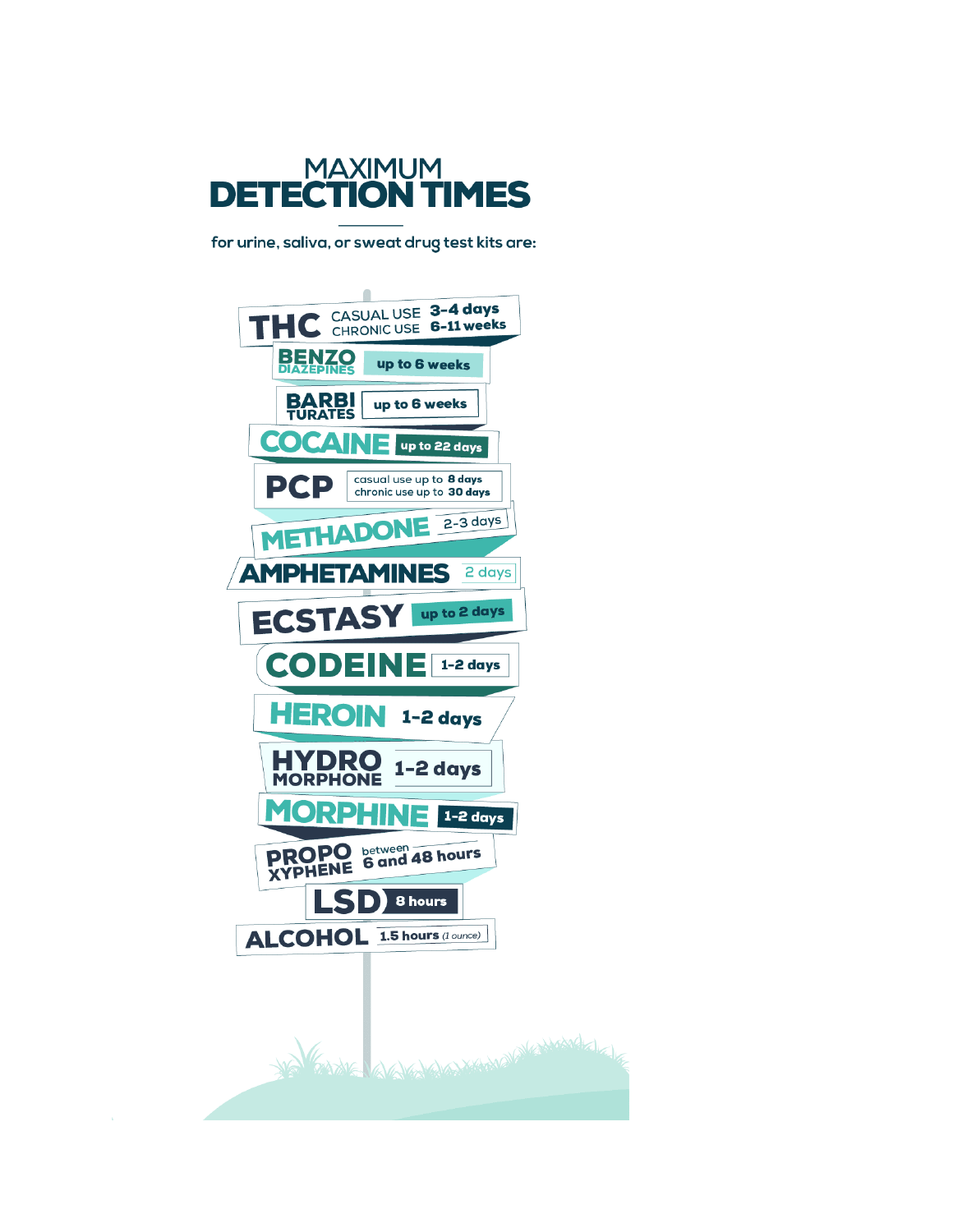# MAXIMUM DETECTION TIMES

for urine, saliva, or sweat drug test kits are:

| Substance | Detection Time |
|---|---|
| THC | CASUAL USE 3-4 days; CHRONIC USE 6-11 weeks |
| BENZODIAZEPINES | up to 6 weeks |
| BARBITURATES | up to 6 weeks |
| COCAINE | up to 22 days |
| PCP | casual use up to 8 days; chronic use up to 30 days |
| METHADONE | 2-3 days |
| AMPHETAMINES | 2 days |
| ECSTASY | up to 2 days |
| CODEINE | 1-2 days |
| HEROIN | 1-2 days |
| HYDROMORPHONE | 1-2 days |
| MORPHINE | 1-2 days |
| PROPOXYPHENE | between 6 and 48 hours |
| LSD | 8 hours |
| ALCOHOL | 1.5 hours (1 ounce) |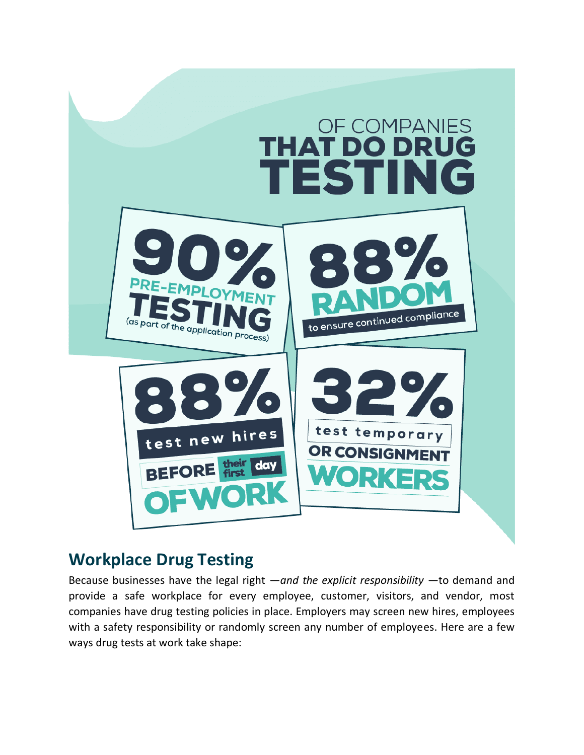OF COMPANIES **THAT DO DRUG TESTING**

**90%** PRE-EMPLOYMENT TESTING (as part of the application process)

**88%** RANDOM to ensure continued compliance

**88%** test new hires BEFORE their first day OF WORK

**32%** test temporary OR CONSIGNMENT WORKERS

## Workplace Drug Testing

Because businesses have the legal right —*and the explicit responsibility* —to demand and provide a safe workplace for every employee, customer, visitors, and vendor, most companies have drug testing policies in place. Employers may screen new hires, employees with a safety responsibility or randomly screen any number of employees. Here are a few ways drug tests at work take shape: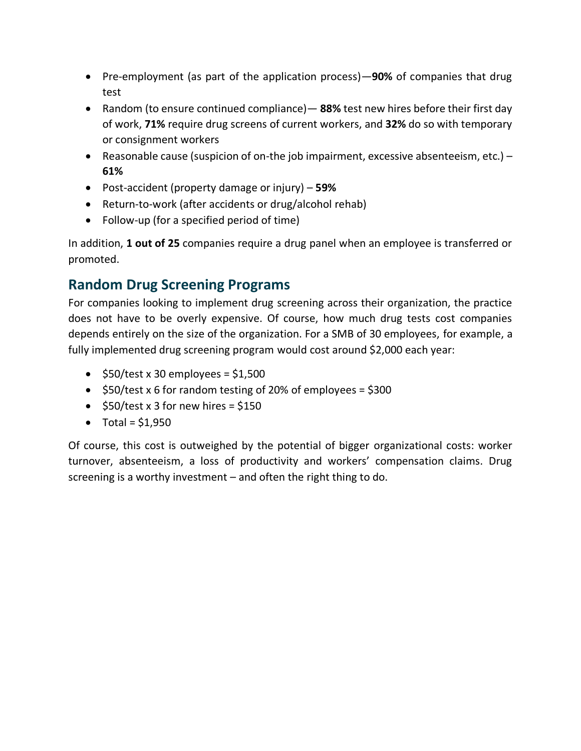- Pre-employment (as part of the application process)—**90%** of companies that drug test
- Random (to ensure continued compliance)— **88%** test new hires before their first day of work, **71%** require drug screens of current workers, and **32%** do so with temporary or consignment workers
- Reasonable cause (suspicion of on-the job impairment, excessive absenteeism, etc.) – **61%**
- Post-accident (property damage or injury) – **59%**
- Return-to-work (after accidents or drug/alcohol rehab)
- Follow-up (for a specified period of time)

In addition, **1 out of 25** companies require a drug panel when an employee is transferred or promoted.

## Random Drug Screening Programs

For companies looking to implement drug screening across their organization, the practice does not have to be overly expensive. Of course, how much drug tests cost companies depends entirely on the size of the organization. For a SMB of 30 employees, for example, a fully implemented drug screening program would cost around $2,000 each year:

- $50/test x 30 employees = $1,500
- $50/test x 6 for random testing of 20% of employees = $300
- $50/test x 3 for new hires = $150
- Total = $1,950

Of course, this cost is outweighed by the potential of bigger organizational costs: worker turnover, absenteeism, a loss of productivity and workers' compensation claims. Drug screening is a worthy investment – and often the right thing to do.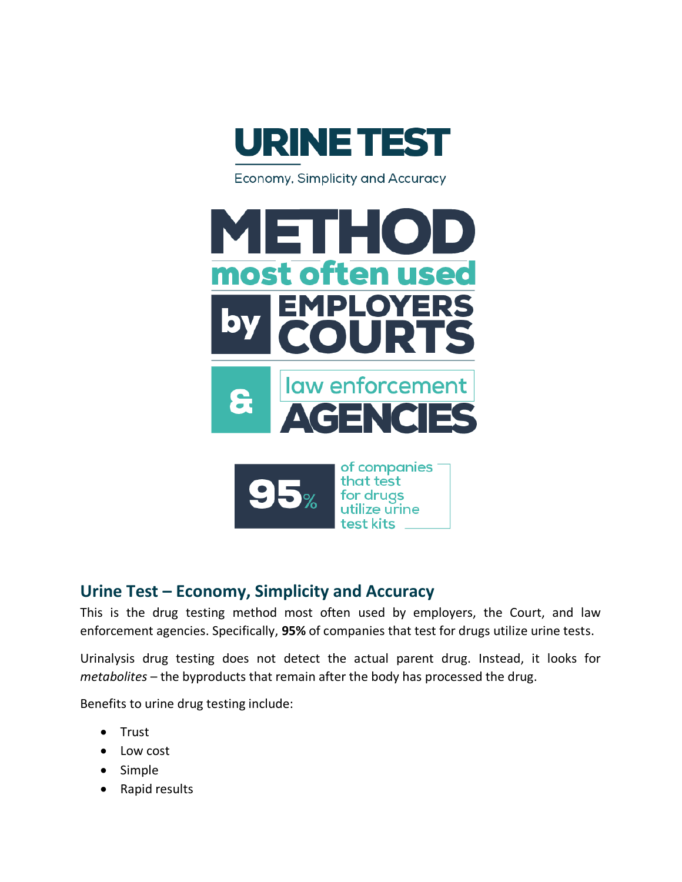# URINE TEST

Economy, Simplicity and Accuracy

# METHOD

**most often used**

**by EMPLOYERS COURTS**

**& law enforcement AGENCIES**

**95%** of companies that test for drugs utilize urine test kits

## Urine Test – Economy, Simplicity and Accuracy

This is the drug testing method most often used by employers, the Court, and law enforcement agencies. Specifically, **95%** of companies that test for drugs utilize urine tests.

Urinalysis drug testing does not detect the actual parent drug. Instead, it looks for *metabolites* – the byproducts that remain after the body has processed the drug.

Benefits to urine drug testing include:

- Trust
- Low cost
- Simple
- Rapid results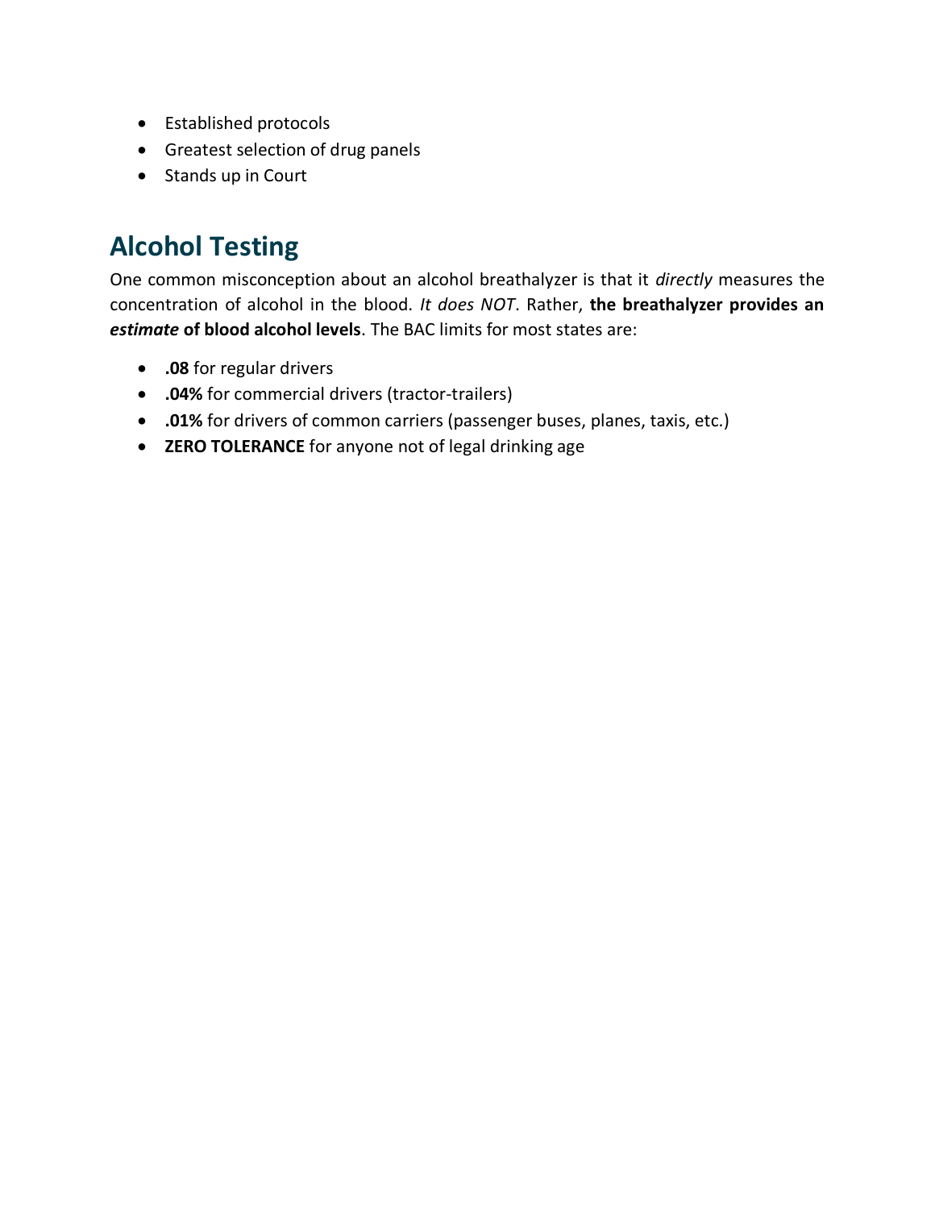- Established protocols
- Greatest selection of drug panels
- Stands up in Court

## Alcohol Testing

One common misconception about an alcohol breathalyzer is that it *directly* measures the concentration of alcohol in the blood. *It does NOT*. Rather, **the breathalyzer provides an *estimate* of blood alcohol levels**. The BAC limits for most states are:

- **.08** for regular drivers
- **.04%** for commercial drivers (tractor-trailers)
- **.01%** for drivers of common carriers (passenger buses, planes, taxis, etc.)
- **ZERO TOLERANCE** for anyone not of legal drinking age